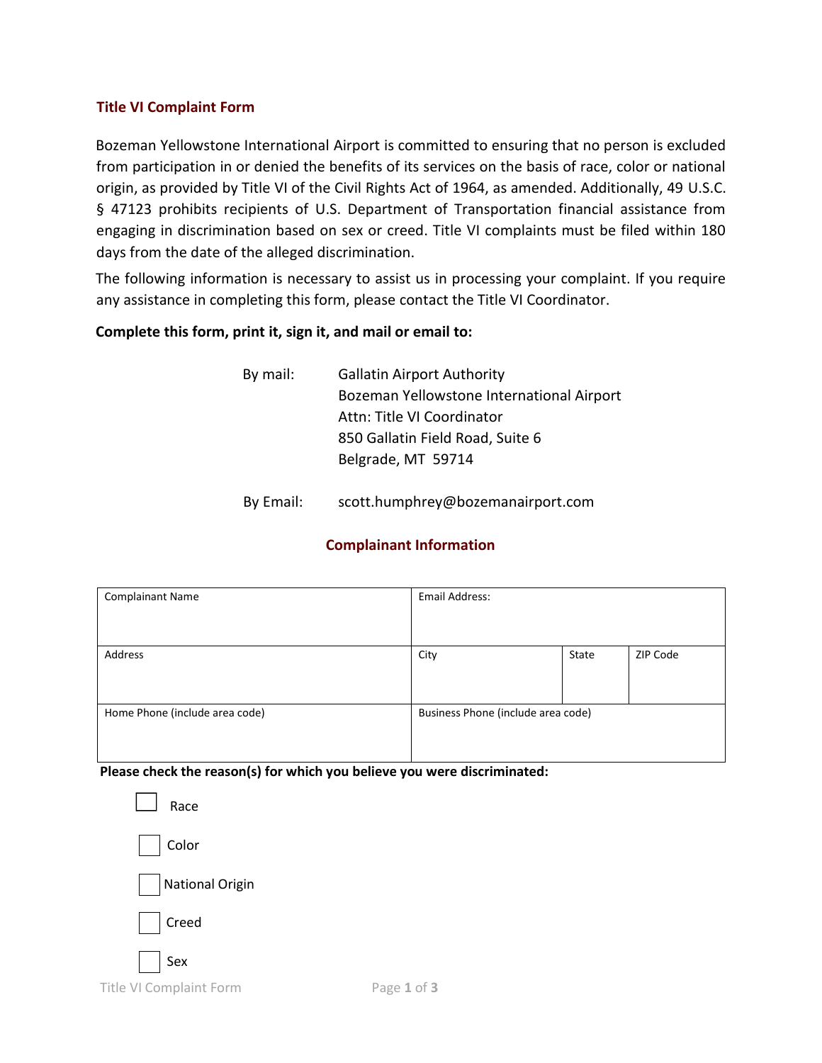## Title VI Complaint Form

Bozeman Yellowstone International Airport is committed to ensuring that no person is excluded from participation in or denied the benefits of its services on the basis of race, color or national origin, as provided by Title VI of the Civil Rights Act of 1964, as amended. Additionally, 49 U.S.C. § 47123 prohibits recipients of U.S. Department of Transportation financial assistance from engaging in discrimination based on sex or creed. Title VI complaints must be filed within 180 days from the date of the alleged discrimination.

The following information is necessary to assist us in processing your complaint. If you require any assistance in completing this form, please contact the Title VI Coordinator.

**Complete this form, print it, sign it, and mail or email to:**

By mail:

Gallatin Airport Authority
Bozeman Yellowstone International Airport
Attn: Title VI Coordinator
850 Gallatin Field Road, Suite 6
Belgrade, MT 59714

By Email: scott.humphrey@bozemanairport.com

### Complainant Information

| Complainant Name | Email Address: | | |
|---|---|---|---|
| Address | City | State | ZIP Code |
| Home Phone (include area code) | Business Phone (include area code) | | |

**Please check the reason(s) for which you believe you were discriminated:**

- ☐ Race
- ☐ Color
- ☐ National Origin
- ☐ Creed
- ☐ Sex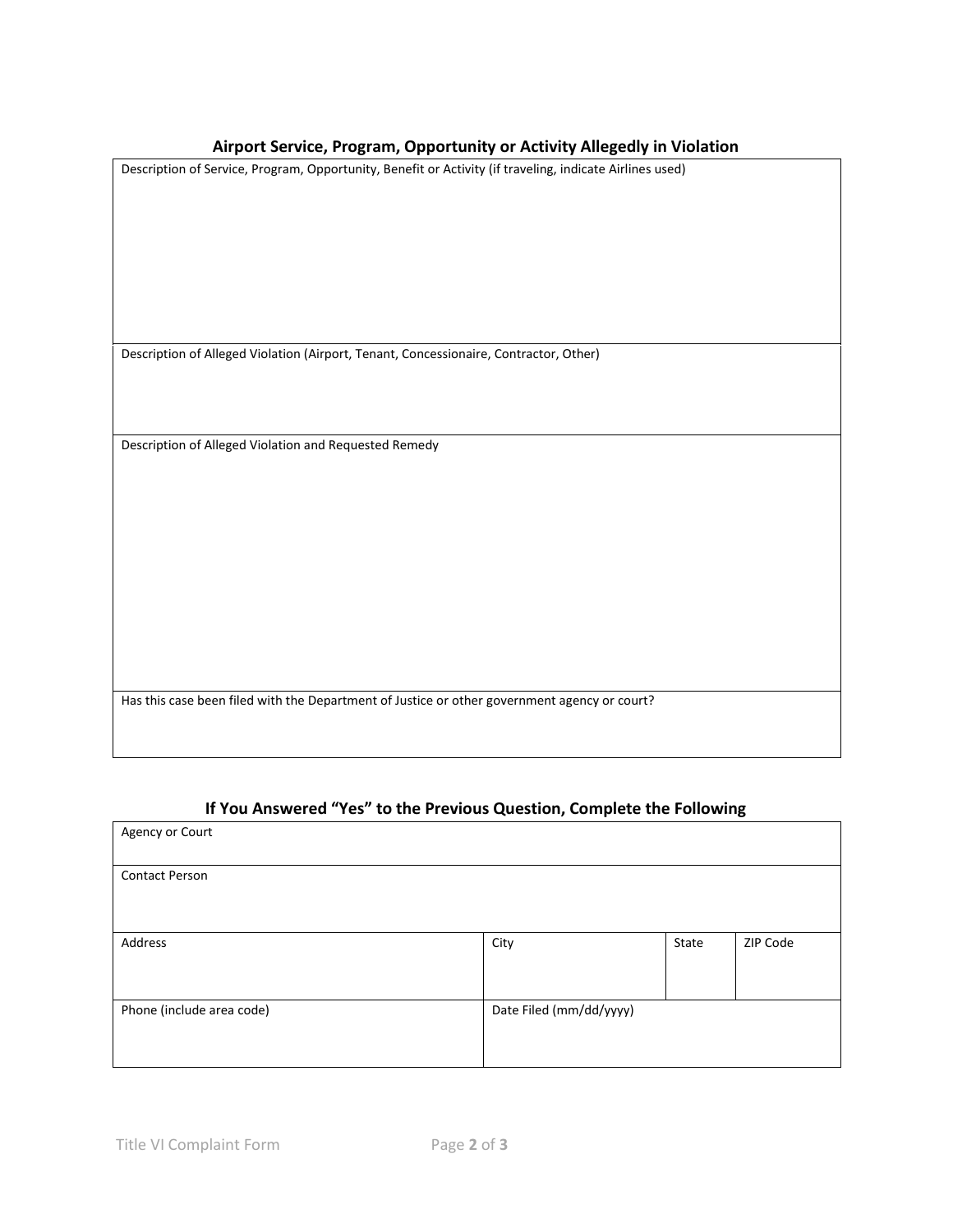## Airport Service, Program, Opportunity or Activity Allegedly in Violation

| Description of Service, Program, Opportunity, Benefit or Activity (if traveling, indicate Airlines used) |
|---|
| Description of Alleged Violation (Airport, Tenant, Concessionaire, Contractor, Other) |
| Description of Alleged Violation and Requested Remedy |
| Has this case been filed with the Department of Justice or other government agency or court? |

## If You Answered "Yes" to the Previous Question, Complete the Following

| Agency or Court | | | |
|---|---|---|---|
| Contact Person | | | |
| Address | City | State | ZIP Code |
| Phone (include area code) | Date Filed (mm/dd/yyyy) | | |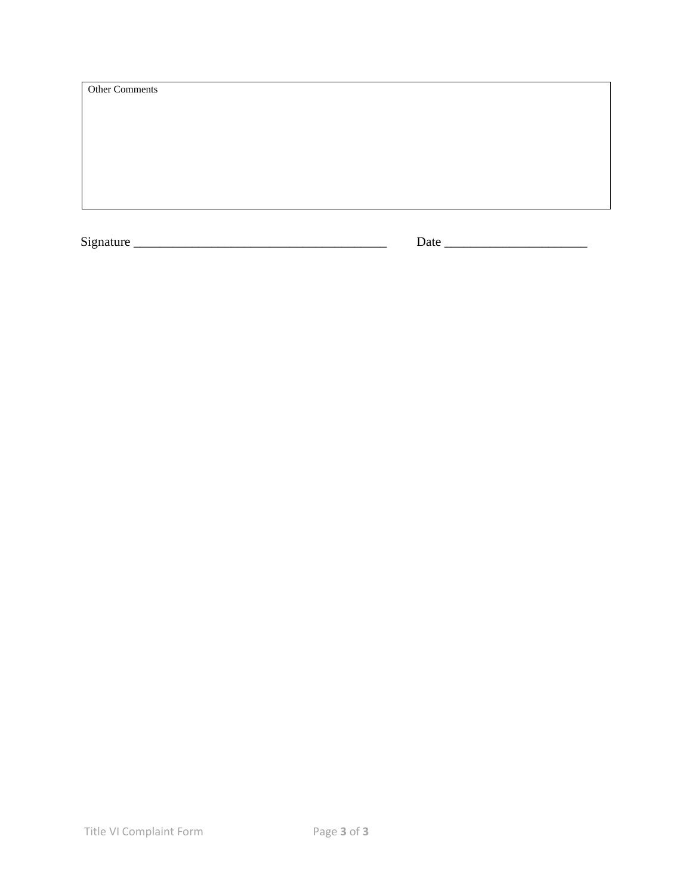| Other Comments |
| --- |
| |

Signature ________________________________________ Date ______________________